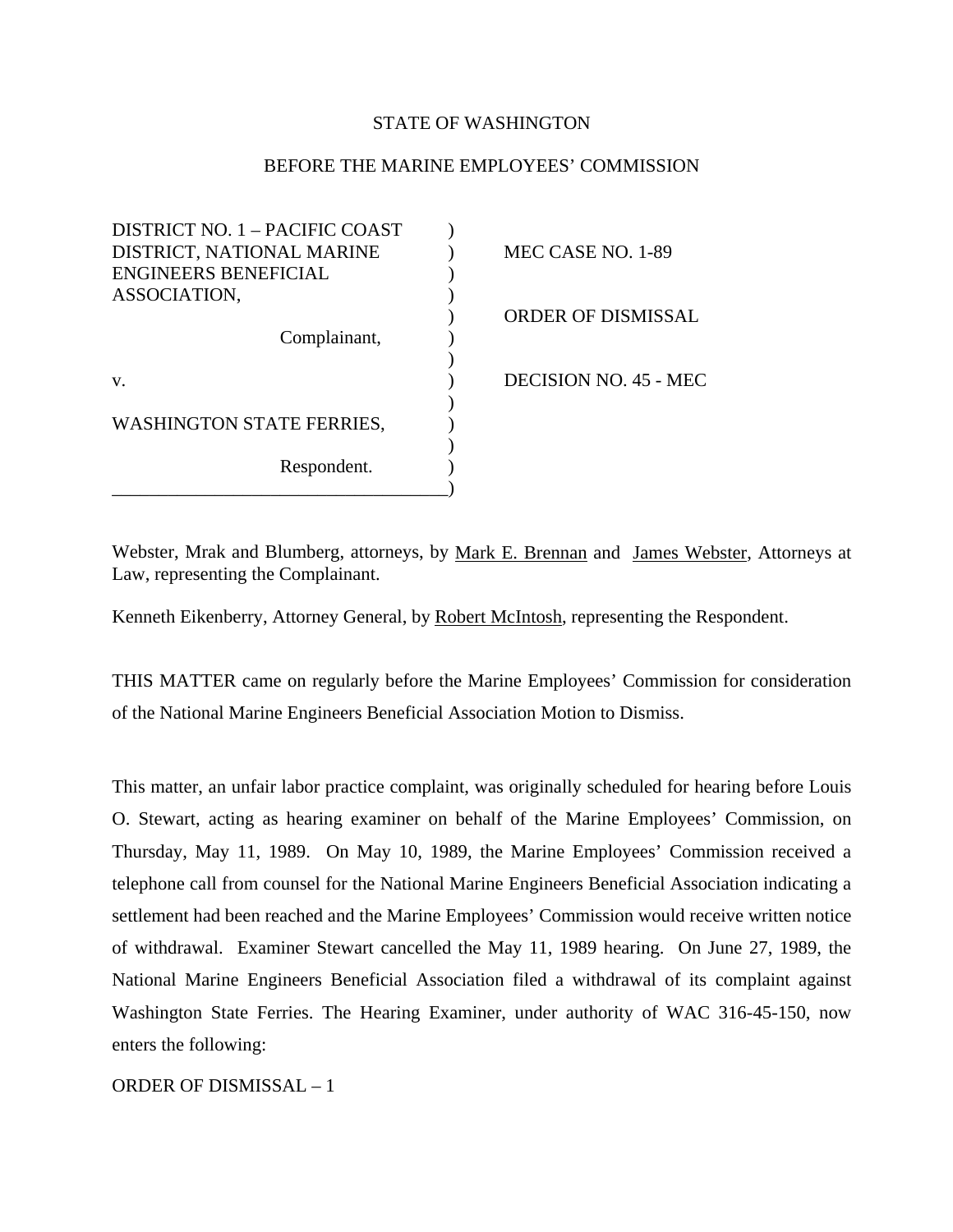STATE OF WASHINGTON

BEFORE THE MARINE EMPLOYEES' COMMISSION

| | | |
|---|---|---|
| DISTRICT NO. 1 – PACIFIC COAST DISTRICT, NATIONAL MARINE ENGINEERS BENEFICIAL ASSOCIATION, | ) | MEC CASE NO. 1-89 |
| Complainant, | ) | ORDER OF DISMISSAL |
| v. | ) | DECISION NO. 45 - MEC |
| WASHINGTON STATE FERRIES, | ) | |
| Respondent. | ) | |

Webster, Mrak and Blumberg, attorneys, by Mark E. Brennan and James Webster, Attorneys at Law, representing the Complainant.

Kenneth Eikenberry, Attorney General, by Robert McIntosh, representing the Respondent.

THIS MATTER came on regularly before the Marine Employees' Commission for consideration of the National Marine Engineers Beneficial Association Motion to Dismiss.

This matter, an unfair labor practice complaint, was originally scheduled for hearing before Louis O. Stewart, acting as hearing examiner on behalf of the Marine Employees' Commission, on Thursday, May 11, 1989. On May 10, 1989, the Marine Employees' Commission received a telephone call from counsel for the National Marine Engineers Beneficial Association indicating a settlement had been reached and the Marine Employees' Commission would receive written notice of withdrawal. Examiner Stewart cancelled the May 11, 1989 hearing. On June 27, 1989, the National Marine Engineers Beneficial Association filed a withdrawal of its complaint against Washington State Ferries. The Hearing Examiner, under authority of WAC 316-45-150, now enters the following: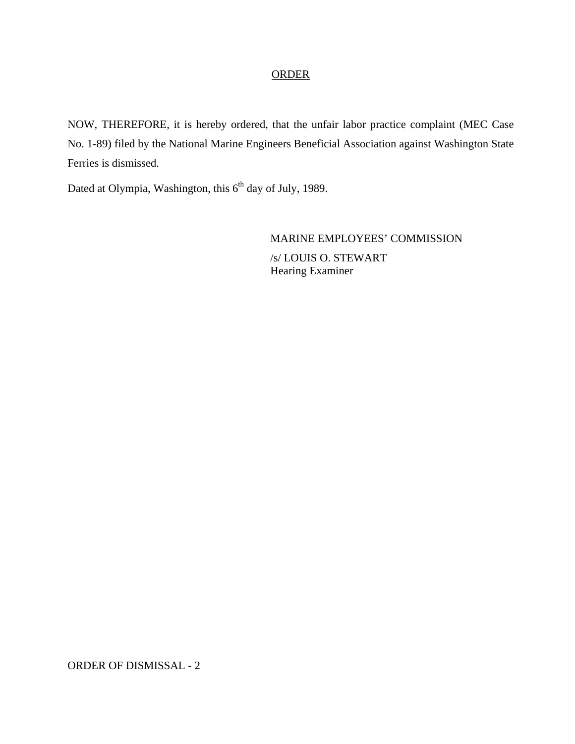## ORDER

NOW, THEREFORE, it is hereby ordered, that the unfair labor practice complaint (MEC Case No. 1-89) filed by the National Marine Engineers Beneficial Association against Washington State Ferries is dismissed.

Dated at Olympia, Washington, this 6th day of July, 1989.

MARINE EMPLOYEES' COMMISSION

/s/ LOUIS O. STEWART
Hearing Examiner